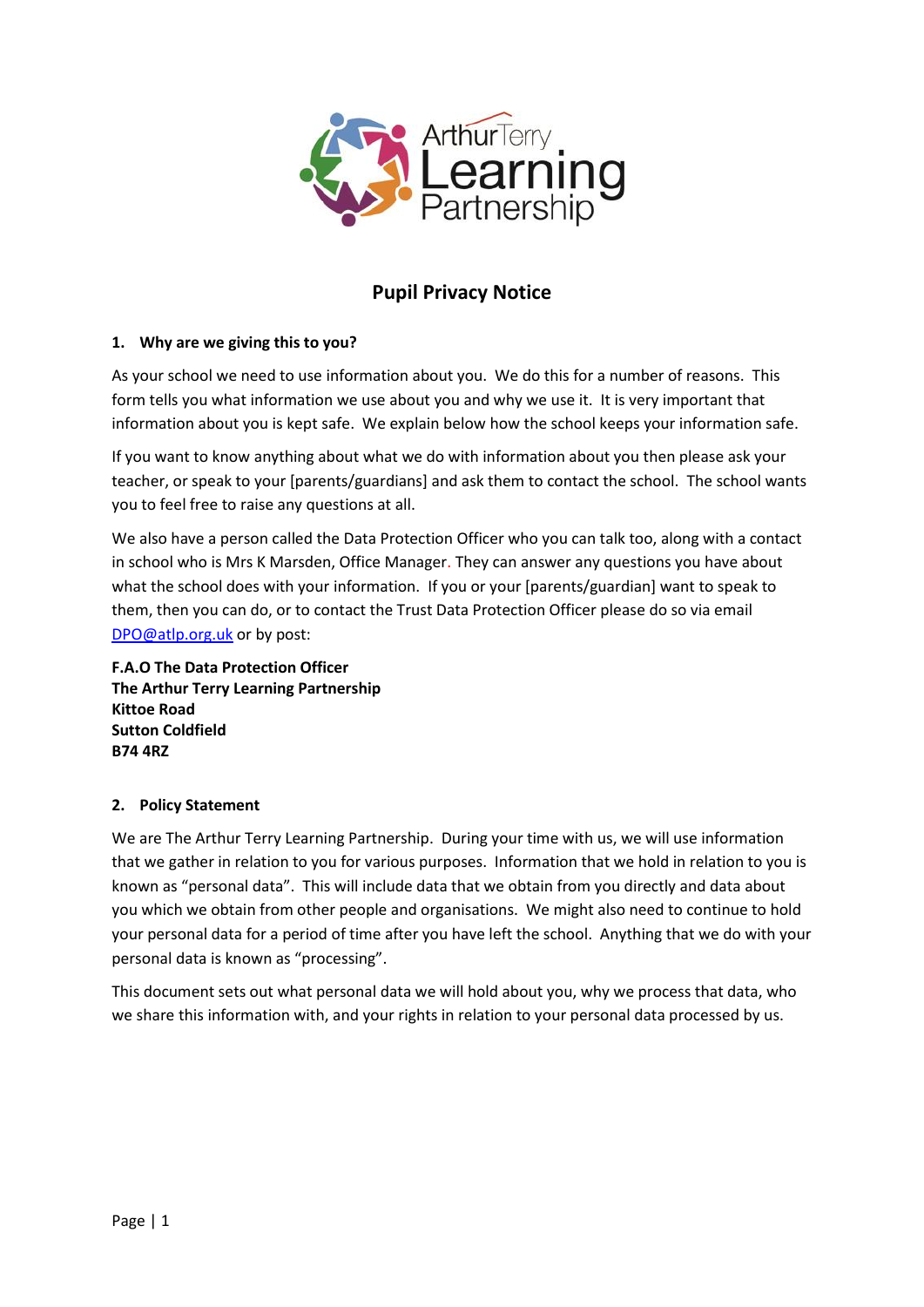# Pupil Privacy Notice

## 1. Why are we giving this to you?

As your school we need to use information about you. We do this for a number of reasons. This form tells you what information we use about you and why we use it. It is very important that information about you is kept safe. We explain below how the school keeps your information safe.

If you want to know anything about what we do with information about you then please ask your teacher, or speak to your [parents/guardians] and ask them to contact the school. The school wants you to feel free to raise any questions at all.

We also have a person called the Data Protection Officer who you can talk too, along with a contact in school who is Mrs K Marsden, Office Manager. They can answer any questions you have about what the school does with your information. If you or your [parents/guardian] want to speak to them, then you can do, or to contact the Trust Data Protection Officer please do so via email DPO@atlp.org.uk or by post:

**F.A.O The Data Protection Officer**
**The Arthur Terry Learning Partnership**
**Kittoe Road**
**Sutton Coldfield**
**B74 4RZ**

## 2. Policy Statement

We are The Arthur Terry Learning Partnership. During your time with us, we will use information that we gather in relation to you for various purposes. Information that we hold in relation to you is known as "personal data". This will include data that we obtain from you directly and data about you which we obtain from other people and organisations. We might also need to continue to hold your personal data for a period of time after you have left the school. Anything that we do with your personal data is known as "processing".

This document sets out what personal data we will hold about you, why we process that data, who we share this information with, and your rights in relation to your personal data processed by us.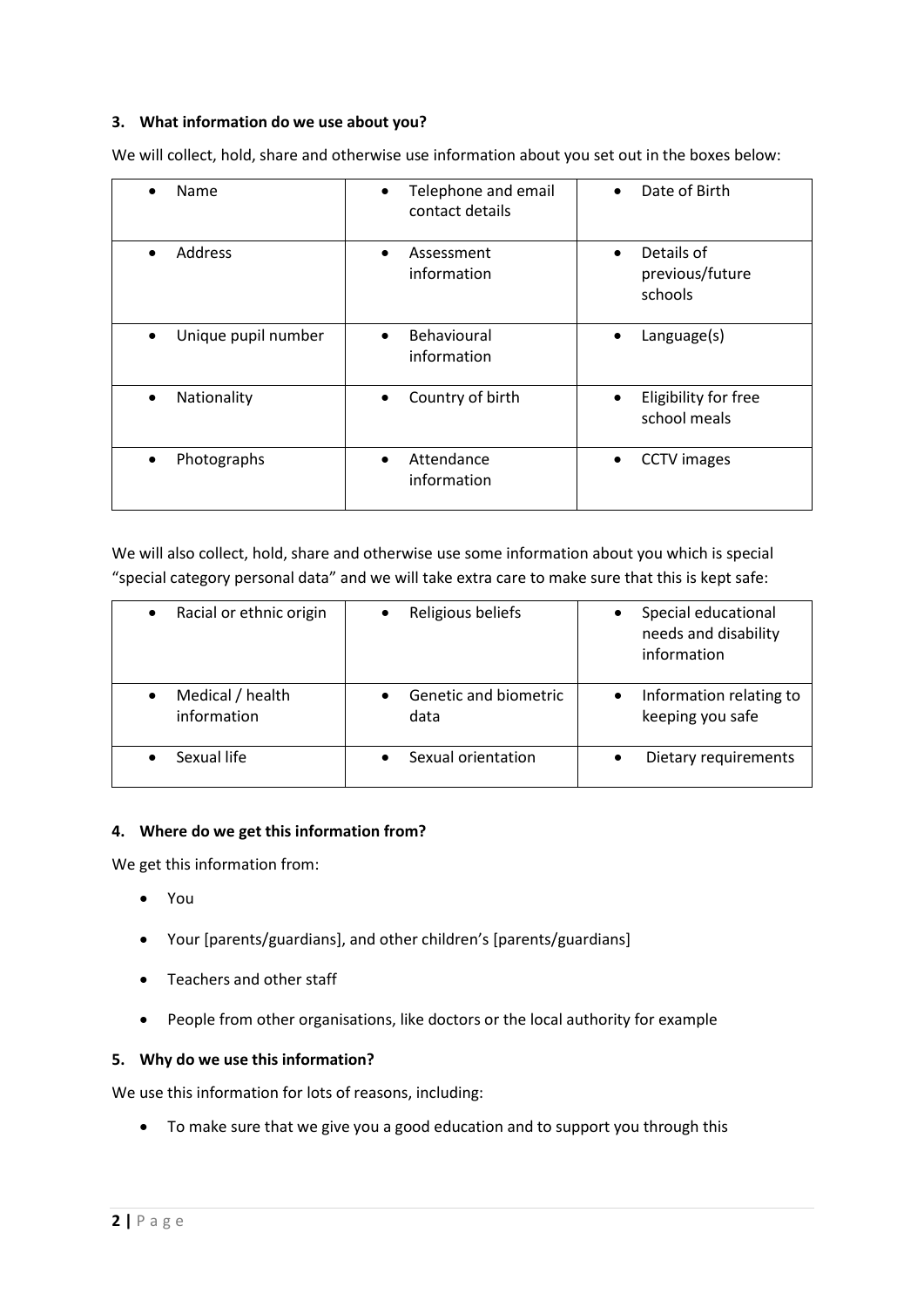### 3. What information do we use about you?

We will collect, hold, share and otherwise use information about you set out in the boxes below:

| | | |
|---|---|---|
| • Name | • Telephone and email contact details | • Date of Birth |
| • Address | • Assessment information | • Details of previous/future schools |
| • Unique pupil number | • Behavioural information | • Language(s) |
| • Nationality | • Country of birth | • Eligibility for free school meals |
| • Photographs | • Attendance information | • CCTV images |

We will also collect, hold, share and otherwise use some information about you which is special "special category personal data" and we will take extra care to make sure that this is kept safe:

| | | |
|---|---|---|
| • Racial or ethnic origin | • Religious beliefs | • Special educational needs and disability information |
| • Medical / health information | • Genetic and biometric data | • Information relating to keeping you safe |
| • Sexual life | • Sexual orientation | • Dietary requirements |

### 4. Where do we get this information from?

We get this information from:

- You
- Your [parents/guardians], and other children's [parents/guardians]
- Teachers and other staff
- People from other organisations, like doctors or the local authority for example

### 5. Why do we use this information?

We use this information for lots of reasons, including:

- To make sure that we give you a good education and to support you through this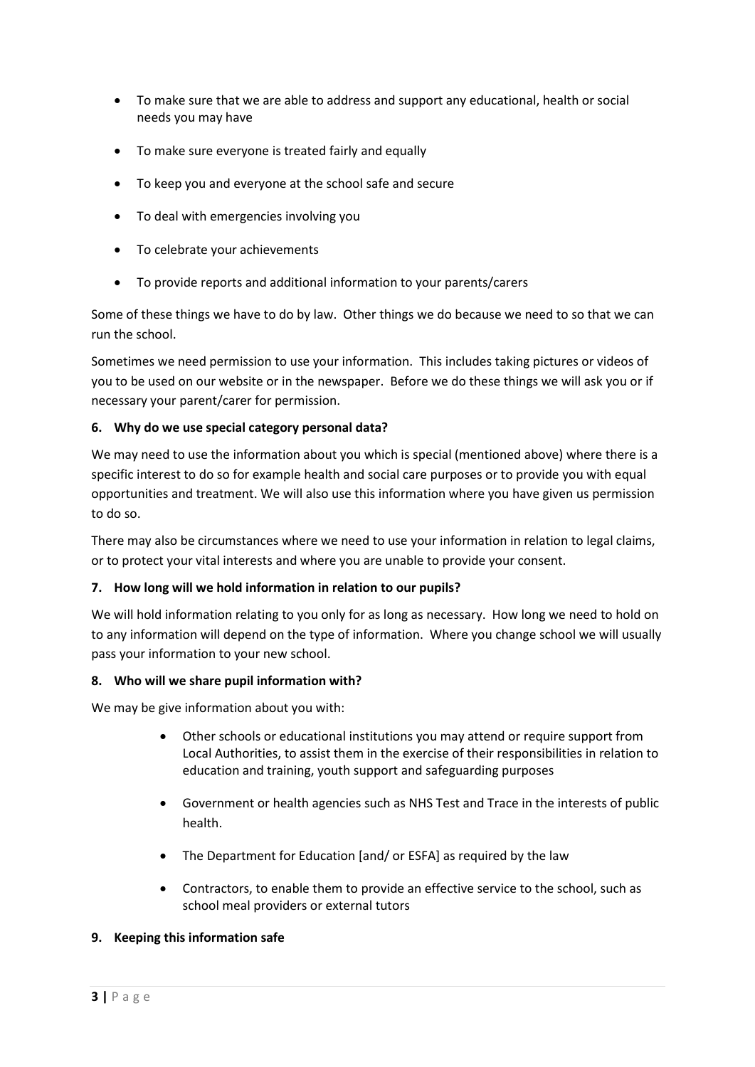- To make sure that we are able to address and support any educational, health or social needs you may have
- To make sure everyone is treated fairly and equally
- To keep you and everyone at the school safe and secure
- To deal with emergencies involving you
- To celebrate your achievements
- To provide reports and additional information to your parents/carers

Some of these things we have to do by law. Other things we do because we need to so that we can run the school.

Sometimes we need permission to use your information. This includes taking pictures or videos of you to be used on our website or in the newspaper. Before we do these things we will ask you or if necessary your parent/carer for permission.

**6. Why do we use special category personal data?**

We may need to use the information about you which is special (mentioned above) where there is a specific interest to do so for example health and social care purposes or to provide you with equal opportunities and treatment. We will also use this information where you have given us permission to do so.

There may also be circumstances where we need to use your information in relation to legal claims, or to protect your vital interests and where you are unable to provide your consent.

**7. How long will we hold information in relation to our pupils?**

We will hold information relating to you only for as long as necessary. How long we need to hold on to any information will depend on the type of information. Where you change school we will usually pass your information to your new school.

**8. Who will we share pupil information with?**

We may be give information about you with:

- Other schools or educational institutions you may attend or require support from Local Authorities, to assist them in the exercise of their responsibilities in relation to education and training, youth support and safeguarding purposes
- Government or health agencies such as NHS Test and Trace in the interests of public health.
- The Department for Education [and/ or ESFA] as required by the law
- Contractors, to enable them to provide an effective service to the school, such as school meal providers or external tutors

**9. Keeping this information safe**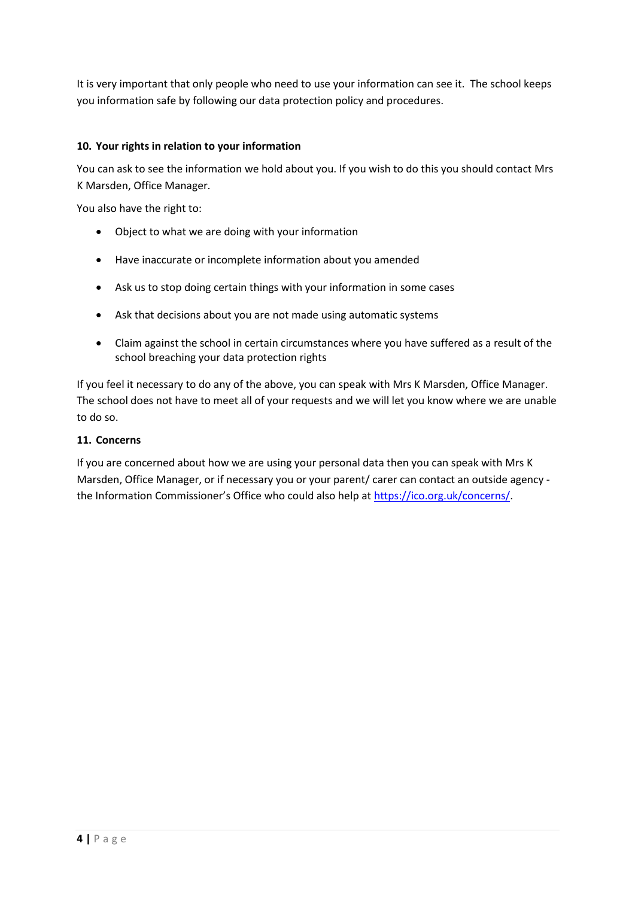It is very important that only people who need to use your information can see it. The school keeps you information safe by following our data protection policy and procedures.

**10. Your rights in relation to your information**

You can ask to see the information we hold about you. If you wish to do this you should contact Mrs K Marsden, Office Manager.

You also have the right to:

- Object to what we are doing with your information
- Have inaccurate or incomplete information about you amended
- Ask us to stop doing certain things with your information in some cases
- Ask that decisions about you are not made using automatic systems
- Claim against the school in certain circumstances where you have suffered as a result of the school breaching your data protection rights

If you feel it necessary to do any of the above, you can speak with Mrs K Marsden, Office Manager. The school does not have to meet all of your requests and we will let you know where we are unable to do so.

**11. Concerns**

If you are concerned about how we are using your personal data then you can speak with Mrs K Marsden, Office Manager, or if necessary you or your parent/ carer can contact an outside agency - the Information Commissioner's Office who could also help at https://ico.org.uk/concerns/.